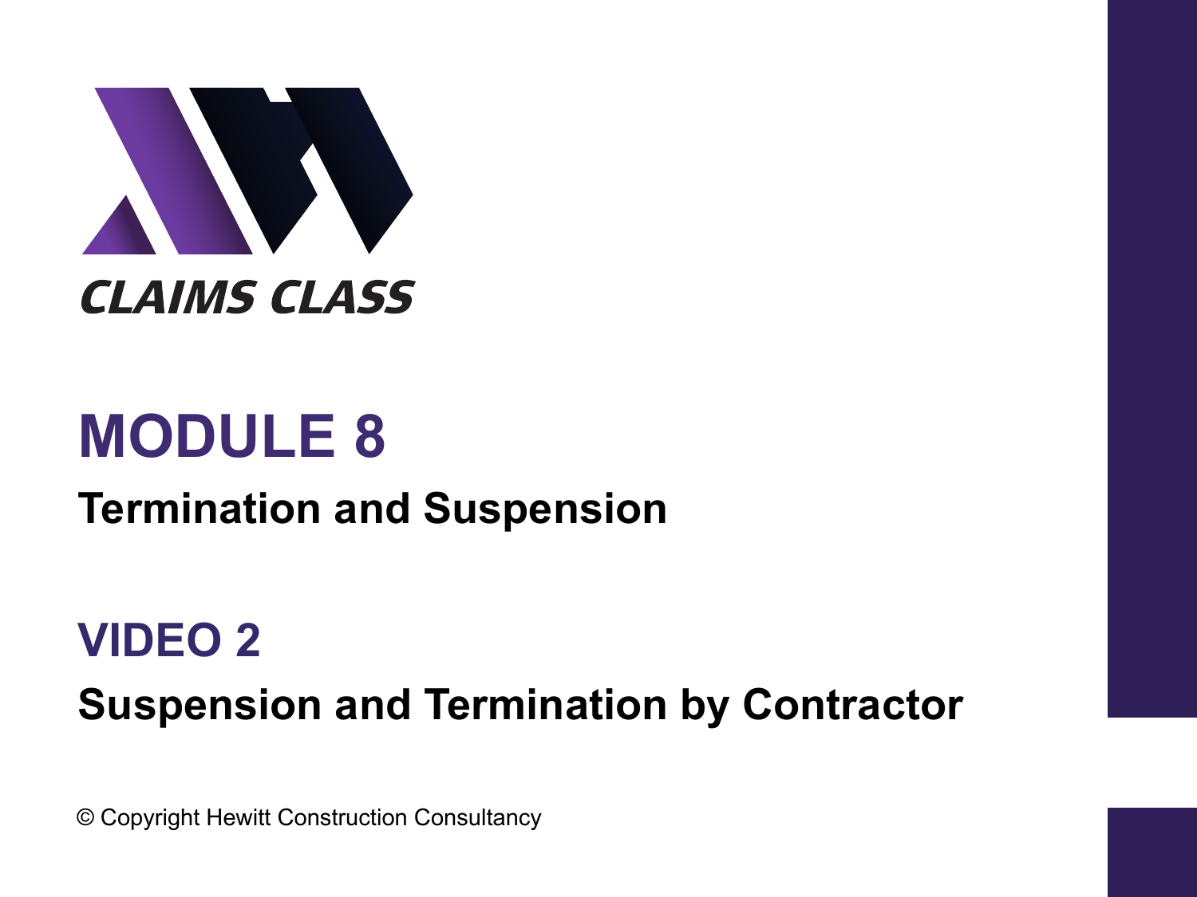CLAIMS CLASS

# MODULE 8

## Termination and Suspension

# VIDEO 2

## Suspension and Termination by Contractor

© Copyright Hewitt Construction Consultancy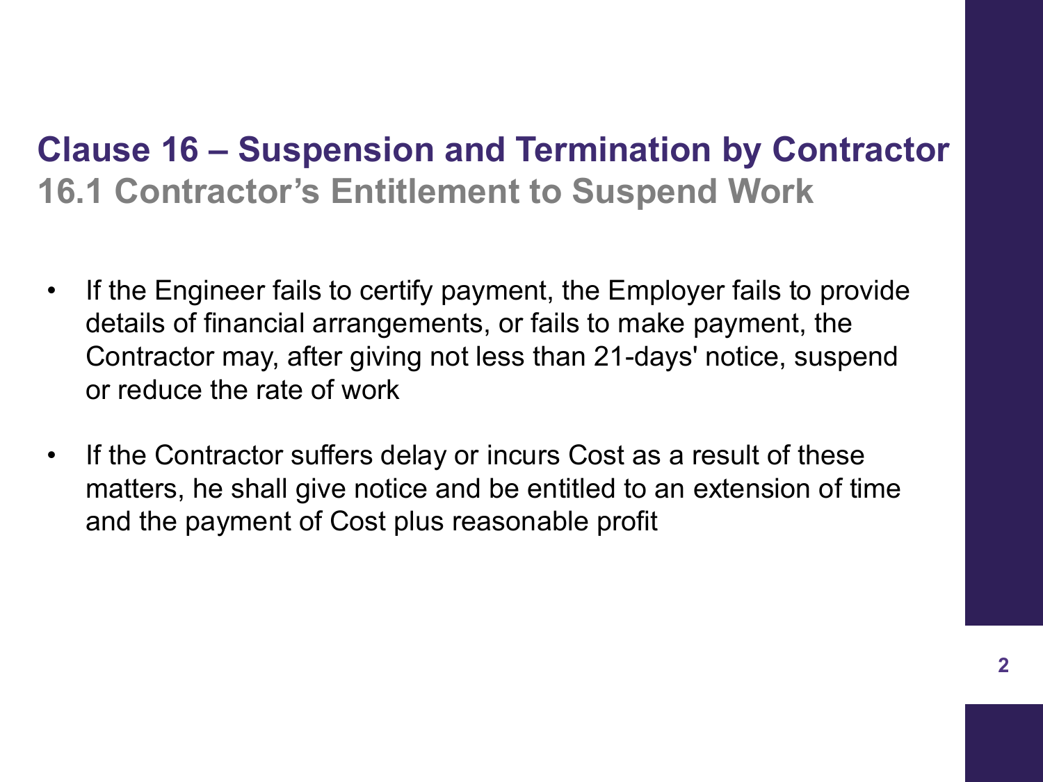## Clause 16 – Suspension and Termination by Contractor

### 16.1 Contractor's Entitlement to Suspend Work

- If the Engineer fails to certify payment, the Employer fails to provide details of financial arrangements, or fails to make payment, the Contractor may, after giving not less than 21-days' notice, suspend or reduce the rate of work
- If the Contractor suffers delay or incurs Cost as a result of these matters, he shall give notice and be entitled to an extension of time and the payment of Cost plus reasonable profit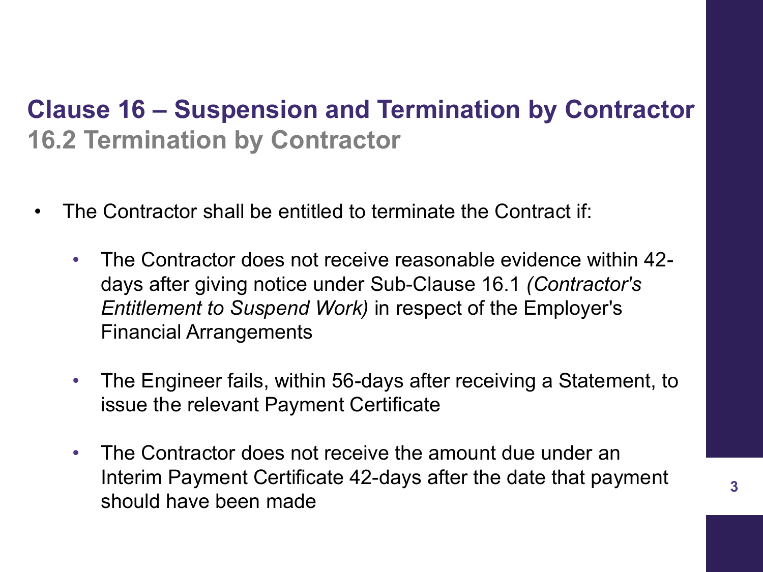# Clause 16 – Suspension and Termination by Contractor

## 16.2 Termination by Contractor

- The Contractor shall be entitled to terminate the Contract if:
  - The Contractor does not receive reasonable evidence within 42-days after giving notice under Sub-Clause 16.1 *(Contractor's Entitlement to Suspend Work)* in respect of the Employer's Financial Arrangements
  - The Engineer fails, within 56-days after receiving a Statement, to issue the relevant Payment Certificate
  - The Contractor does not receive the amount due under an Interim Payment Certificate 42-days after the date that payment should have been made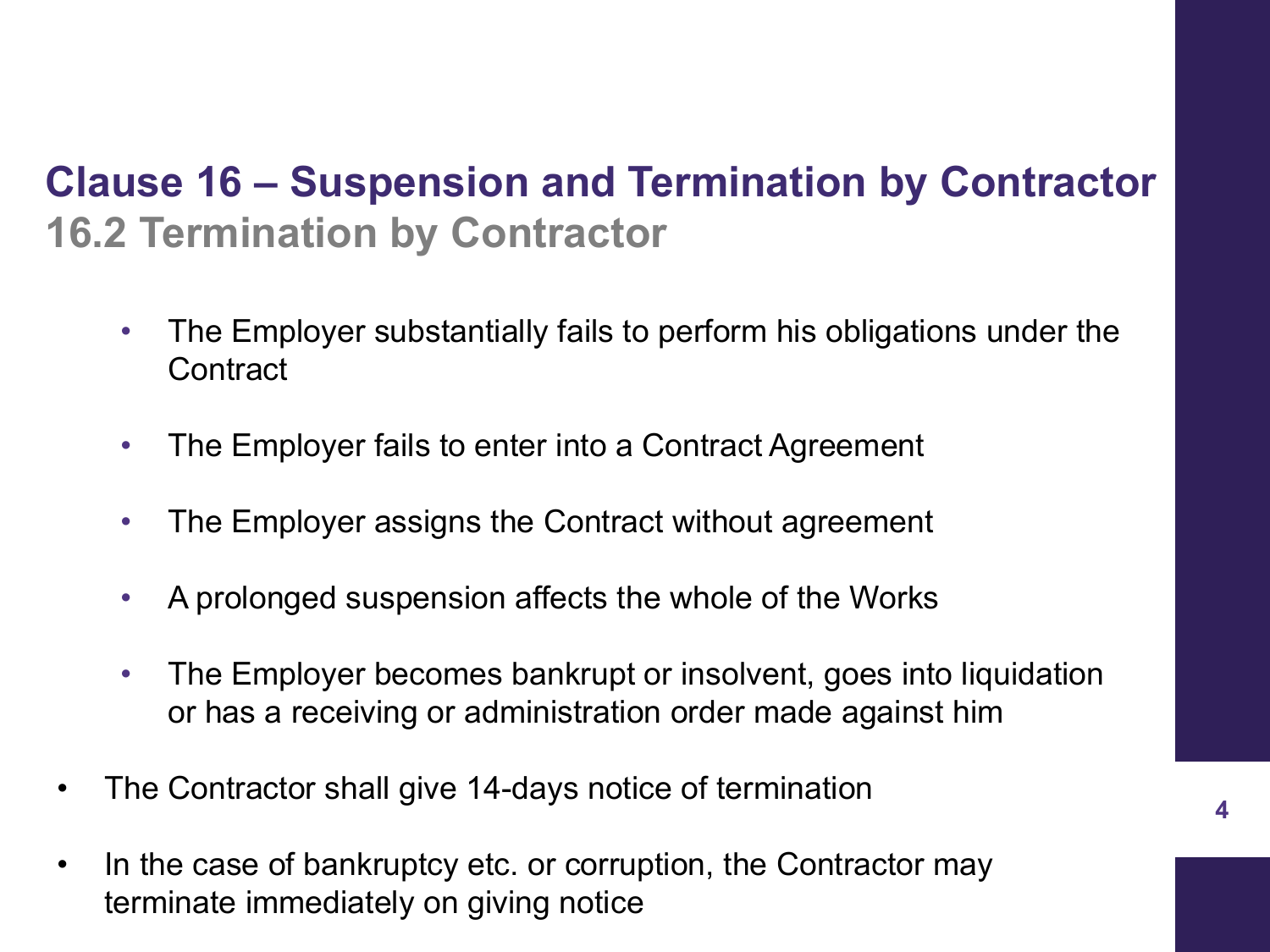## Clause 16 – Suspension and Termination by Contractor

### 16.2 Termination by Contractor

  - The Employer substantially fails to perform his obligations under the Contract
  - The Employer fails to enter into a Contract Agreement
  - The Employer assigns the Contract without agreement
  - A prolonged suspension affects the whole of the Works
  - The Employer becomes bankrupt or insolvent, goes into liquidation or has a receiving or administration order made against him

- The Contractor shall give 14-days notice of termination
- In the case of bankruptcy etc. or corruption, the Contractor may terminate immediately on giving notice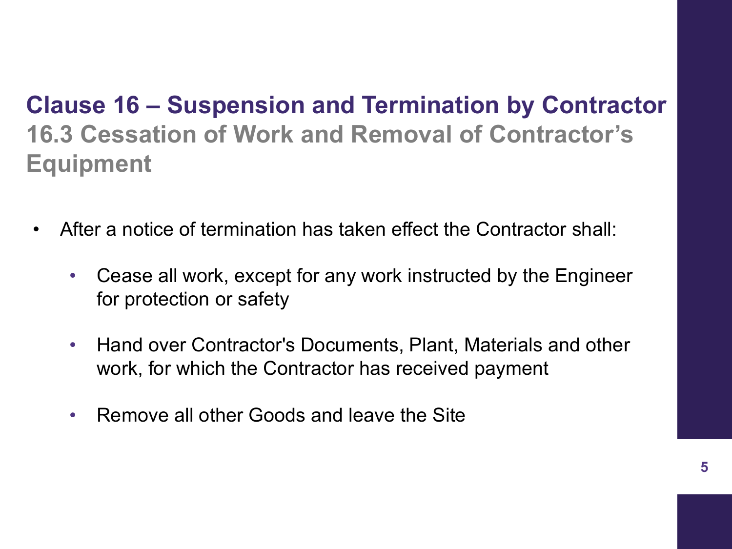## Clause 16 – Suspension and Termination by Contractor

### 16.3 Cessation of Work and Removal of Contractor's Equipment

- After a notice of termination has taken effect the Contractor shall:
  - Cease all work, except for any work instructed by the Engineer for protection or safety
  - Hand over Contractor's Documents, Plant, Materials and other work, for which the Contractor has received payment
  - Remove all other Goods and leave the Site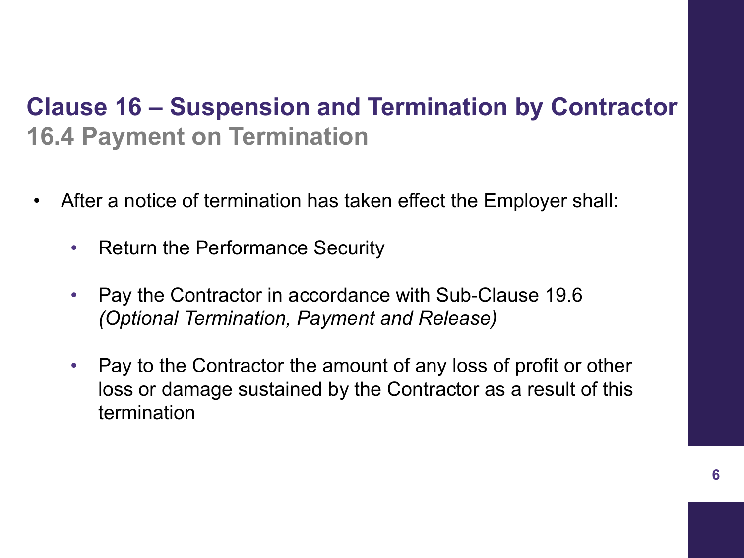## Clause 16 – Suspension and Termination by Contractor

### 16.4 Payment on Termination

- After a notice of termination has taken effect the Employer shall:
  - Return the Performance Security
  - Pay the Contractor in accordance with Sub-Clause 19.6 *(Optional Termination, Payment and Release)*
  - Pay to the Contractor the amount of any loss of profit or other loss or damage sustained by the Contractor as a result of this termination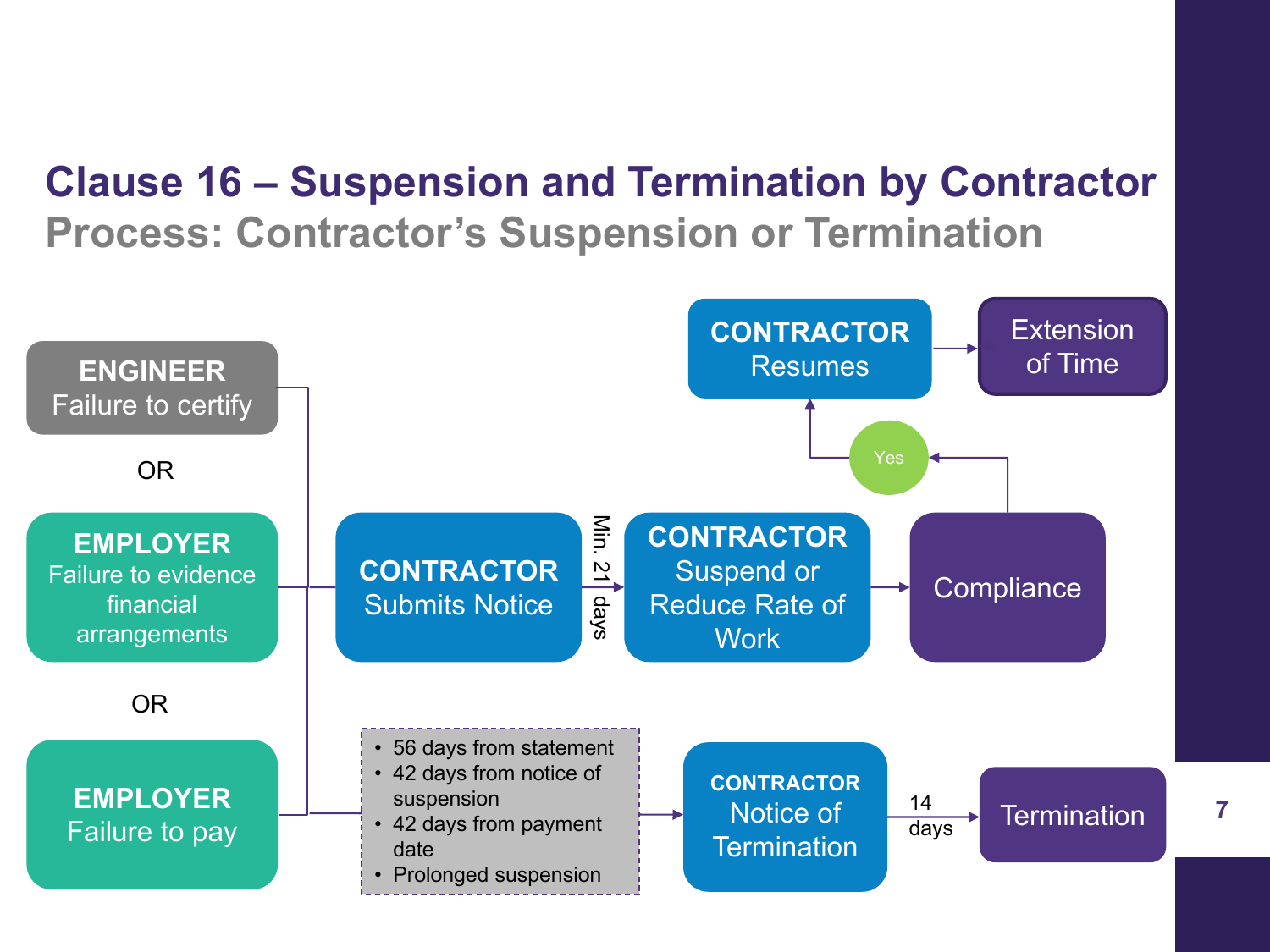# Clause 16 – Suspension and Termination by Contractor

## Process: Contractor's Suspension or Termination

**ENGINEER**
Failure to certify

OR

**EMPLOYER**
Failure to evidence financial arrangements

OR

**EMPLOYER**
Failure to pay

**CONTRACTOR**
Submits Notice

Min. 21 days

**CONTRACTOR**
Suspend or Reduce Rate of Work

Compliance

Yes

**CONTRACTOR**
Resumes

Extension of Time

- 56 days from statement
- 42 days from notice of suspension
- 42 days from payment date
- Prolonged suspension

**CONTRACTOR**
Notice of Termination

14 days

Termination